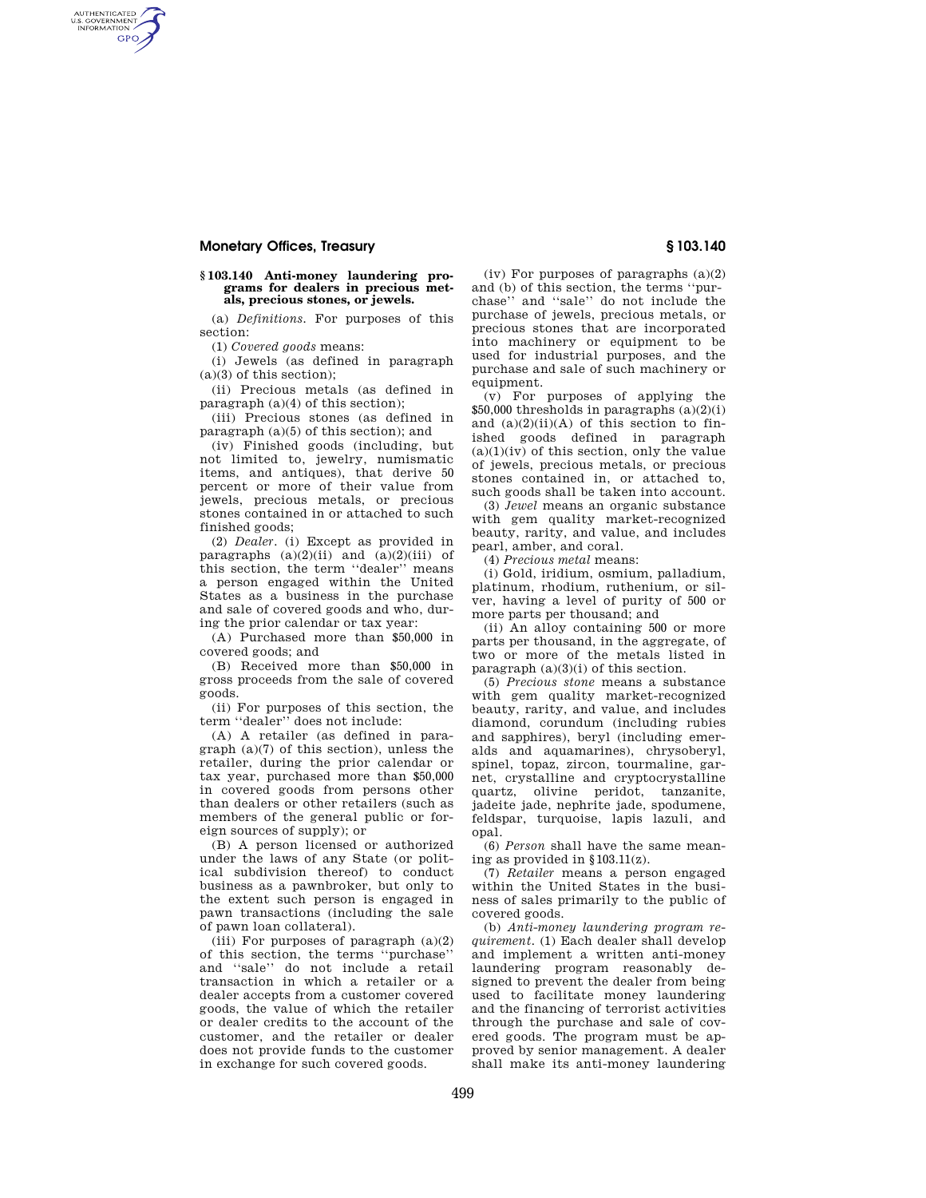## § 103.140 Anti-money laundering programs for dealers in precious metals, precious stones, or jewels.

(a) *Definitions.* For purposes of this section:

(1) *Covered goods* means:

(i) Jewels (as defined in paragraph (a)(3) of this section);

(ii) Precious metals (as defined in paragraph (a)(4) of this section);

(iii) Precious stones (as defined in paragraph (a)(5) of this section); and

(iv) Finished goods (including, but not limited to, jewelry, numismatic items, and antiques), that derive 50 percent or more of their value from jewels, precious metals, or precious stones contained in or attached to such finished goods;

(2) *Dealer.* (i) Except as provided in paragraphs (a)(2)(ii) and (a)(2)(iii) of this section, the term ''dealer'' means a person engaged within the United States as a business in the purchase and sale of covered goods and who, during the prior calendar or tax year:

(A) Purchased more than $50,000 in covered goods; and

(B) Received more than $50,000 in gross proceeds from the sale of covered goods.

(ii) For purposes of this section, the term ''dealer'' does not include:

(A) A retailer (as defined in paragraph (a)(7) of this section), unless the retailer, during the prior calendar or tax year, purchased more than $50,000 in covered goods from persons other than dealers or other retailers (such as members of the general public or foreign sources of supply); or

(B) A person licensed or authorized under the laws of any State (or political subdivision thereof) to conduct business as a pawnbroker, but only to the extent such person is engaged in pawn transactions (including the sale of pawn loan collateral).

(iii) For purposes of paragraph (a)(2) of this section, the terms ''purchase'' and ''sale'' do not include a retail transaction in which a retailer or a dealer accepts from a customer covered goods, the value of which the retailer or dealer credits to the account of the customer, and the retailer or dealer does not provide funds to the customer in exchange for such covered goods.

(iv) For purposes of paragraphs (a)(2) and (b) of this section, the terms ''purchase'' and ''sale'' do not include the purchase of jewels, precious metals, or precious stones that are incorporated into machinery or equipment to be used for industrial purposes, and the purchase and sale of such machinery or equipment.

(v) For purposes of applying the $50,000 thresholds in paragraphs (a)(2)(i) and (a)(2)(ii)(A) of this section to finished goods defined in paragraph (a)(1)(iv) of this section, only the value of jewels, precious metals, or precious stones contained in, or attached to, such goods shall be taken into account.

(3) *Jewel* means an organic substance with gem quality market-recognized beauty, rarity, and value, and includes pearl, amber, and coral.

(4) *Precious metal* means:

(i) Gold, iridium, osmium, palladium, platinum, rhodium, ruthenium, or silver, having a level of purity of 500 or more parts per thousand; and

(ii) An alloy containing 500 or more parts per thousand, in the aggregate, of two or more of the metals listed in paragraph (a)(3)(i) of this section.

(5) *Precious stone* means a substance with gem quality market-recognized beauty, rarity, and value, and includes diamond, corundum (including rubies and sapphires), beryl (including emeralds and aquamarines), chrysoberyl, spinel, topaz, zircon, tourmaline, garnet, crystalline and cryptocrystalline quartz, olivine peridot, tanzanite, jadeite jade, nephrite jade, spodumene, feldspar, turquoise, lapis lazuli, and opal.

(6) *Person* shall have the same meaning as provided in §103.11(z).

(7) *Retailer* means a person engaged within the United States in the business of sales primarily to the public of covered goods.

(b) *Anti-money laundering program requirement.* (1) Each dealer shall develop and implement a written anti-money laundering program reasonably designed to prevent the dealer from being used to facilitate money laundering and the financing of terrorist activities through the purchase and sale of covered goods. The program must be approved by senior management. A dealer shall make its anti-money laundering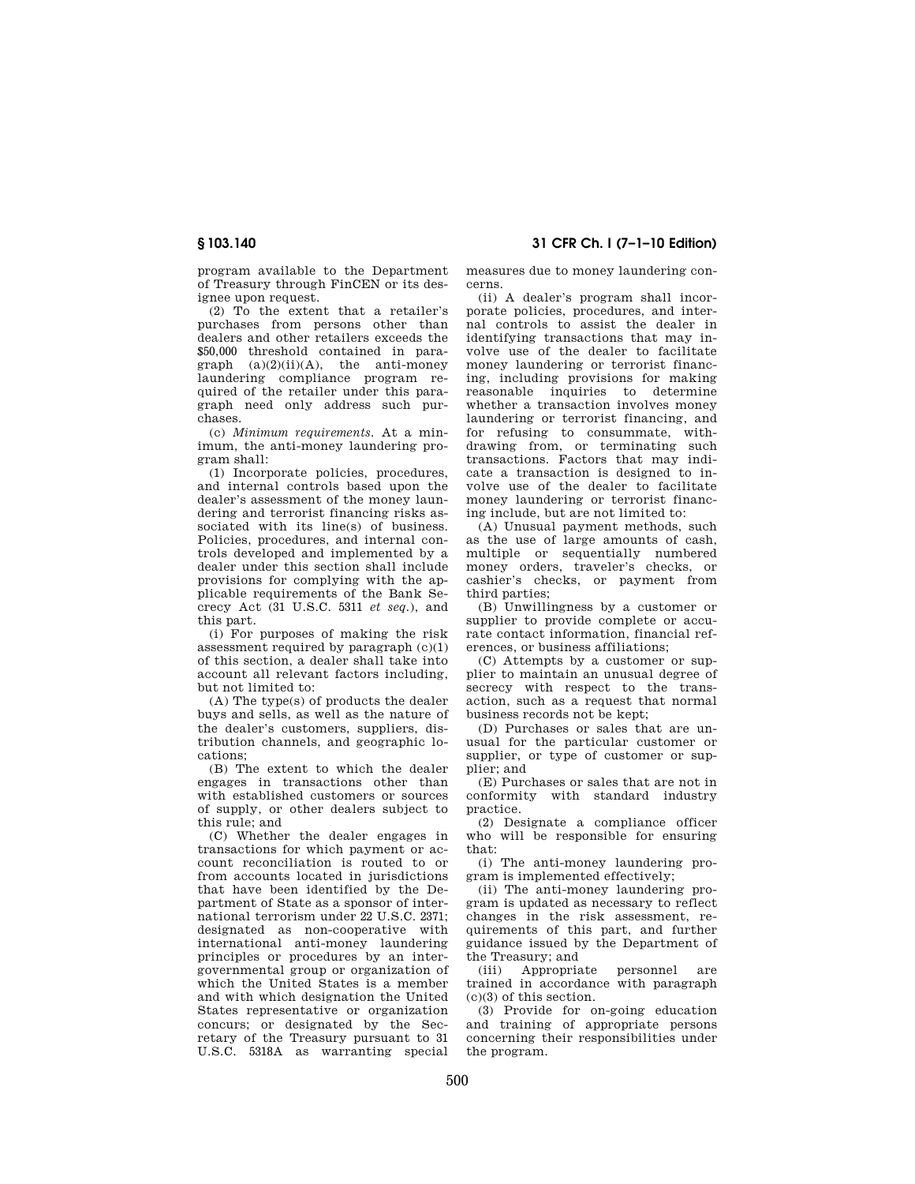program available to the Department of Treasury through FinCEN or its designee upon request.

(2) To the extent that a retailer's purchases from persons other than dealers and other retailers exceeds the $50,000 threshold contained in paragraph (a)(2)(ii)(A), the anti-money laundering compliance program required of the retailer under this paragraph need only address such purchases.

(c) *Minimum requirements.* At a minimum, the anti-money laundering program shall:

(1) Incorporate policies, procedures, and internal controls based upon the dealer's assessment of the money laundering and terrorist financing risks associated with its line(s) of business. Policies, procedures, and internal controls developed and implemented by a dealer under this section shall include provisions for complying with the applicable requirements of the Bank Secrecy Act (31 U.S.C. 5311 *et seq.*), and this part.

(i) For purposes of making the risk assessment required by paragraph (c)(1) of this section, a dealer shall take into account all relevant factors including, but not limited to:

(A) The type(s) of products the dealer buys and sells, as well as the nature of the dealer's customers, suppliers, distribution channels, and geographic locations;

(B) The extent to which the dealer engages in transactions other than with established customers or sources of supply, or other dealers subject to this rule; and

(C) Whether the dealer engages in transactions for which payment or account reconciliation is routed to or from accounts located in jurisdictions that have been identified by the Department of State as a sponsor of international terrorism under 22 U.S.C. 2371; designated as non-cooperative with international anti-money laundering principles or procedures by an intergovernmental group or organization of which the United States is a member and with which designation the United States representative or organization concurs; or designated by the Secretary of the Treasury pursuant to 31 U.S.C. 5318A as warranting special measures due to money laundering concerns.

(ii) A dealer's program shall incorporate policies, procedures, and internal controls to assist the dealer in identifying transactions that may involve use of the dealer to facilitate money laundering or terrorist financing, including provisions for making reasonable inquiries to determine whether a transaction involves money laundering or terrorist financing, and for refusing to consummate, withdrawing from, or terminating such transactions. Factors that may indicate a transaction is designed to involve use of the dealer to facilitate money laundering or terrorist financing include, but are not limited to:

(A) Unusual payment methods, such as the use of large amounts of cash, multiple or sequentially numbered money orders, traveler's checks, or cashier's checks, or payment from third parties;

(B) Unwillingness by a customer or supplier to provide complete or accurate contact information, financial references, or business affiliations;

(C) Attempts by a customer or supplier to maintain an unusual degree of secrecy with respect to the transaction, such as a request that normal business records not be kept;

(D) Purchases or sales that are unusual for the particular customer or supplier, or type of customer or supplier; and

(E) Purchases or sales that are not in conformity with standard industry practice.

(2) Designate a compliance officer who will be responsible for ensuring that:

(i) The anti-money laundering program is implemented effectively;

(ii) The anti-money laundering program is updated as necessary to reflect changes in the risk assessment, requirements of this part, and further guidance issued by the Department of the Treasury; and

(iii) Appropriate personnel are trained in accordance with paragraph (c)(3) of this section.

(3) Provide for on-going education and training of appropriate persons concerning their responsibilities under the program.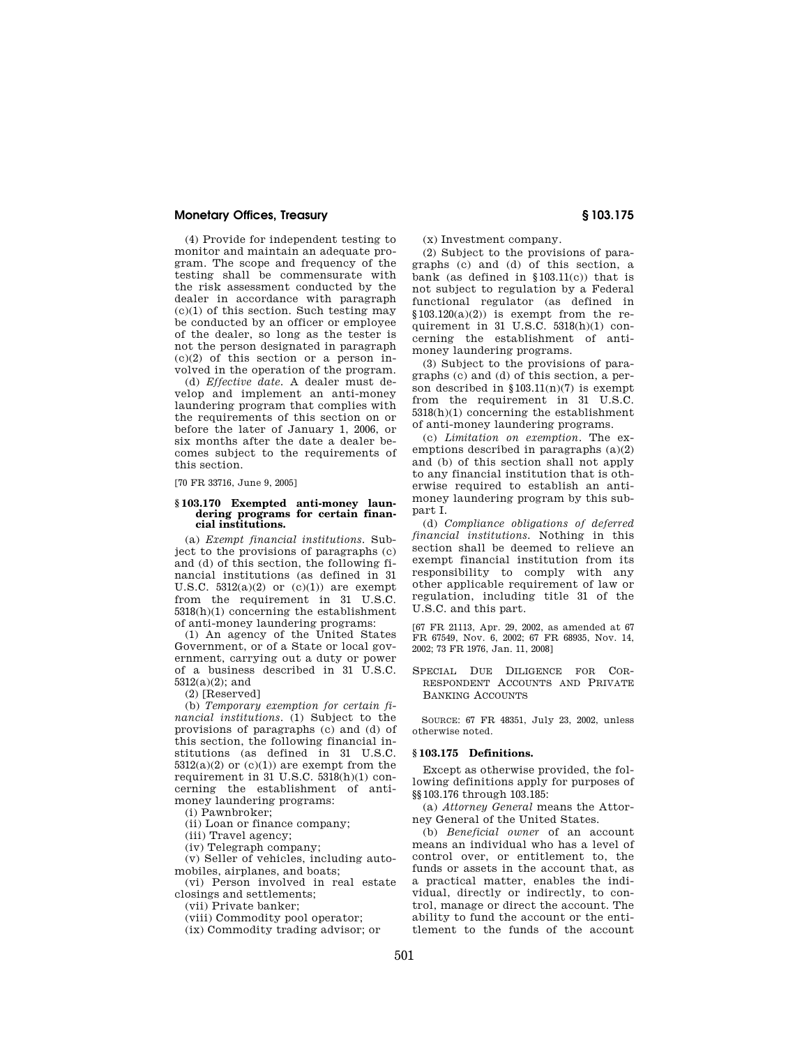(4) Provide for independent testing to monitor and maintain an adequate program. The scope and frequency of the testing shall be commensurate with the risk assessment conducted by the dealer in accordance with paragraph (c)(1) of this section. Such testing may be conducted by an officer or employee of the dealer, so long as the tester is not the person designated in paragraph (c)(2) of this section or a person involved in the operation of the program.

(d) *Effective date.* A dealer must develop and implement an anti-money laundering program that complies with the requirements of this section on or before the later of January 1, 2006, or six months after the date a dealer becomes subject to the requirements of this section.

[70 FR 33716, June 9, 2005]

### § 103.170 Exempted anti-money laundering programs for certain financial institutions.

(a) *Exempt financial institutions.* Subject to the provisions of paragraphs (c) and (d) of this section, the following financial institutions (as defined in 31 U.S.C. 5312(a)(2) or (c)(1)) are exempt from the requirement in 31 U.S.C. 5318(h)(1) concerning the establishment of anti-money laundering programs:

(1) An agency of the United States Government, or of a State or local government, carrying out a duty or power of a business described in 31 U.S.C. 5312(a)(2); and

(2) [Reserved]

(b) *Temporary exemption for certain financial institutions.* (1) Subject to the provisions of paragraphs (c) and (d) of this section, the following financial institutions (as defined in 31 U.S.C. 5312(a)(2) or (c)(1)) are exempt from the requirement in 31 U.S.C. 5318(h)(1) concerning the establishment of anti-money laundering programs:

(i) Pawnbroker;

(ii) Loan or finance company;

(iii) Travel agency;

(iv) Telegraph company;

(v) Seller of vehicles, including automobiles, airplanes, and boats;

(vi) Person involved in real estate closings and settlements;

(vii) Private banker;

(viii) Commodity pool operator;

(ix) Commodity trading advisor; or

(x) Investment company.

(2) Subject to the provisions of paragraphs (c) and (d) of this section, a bank (as defined in §103.11(c)) that is not subject to regulation by a Federal functional regulator (as defined in §103.120(a)(2)) is exempt from the requirement in 31 U.S.C. 5318(h)(1) concerning the establishment of anti-money laundering programs.

(3) Subject to the provisions of paragraphs (c) and (d) of this section, a person described in §103.11(n)(7) is exempt from the requirement in 31 U.S.C. 5318(h)(1) concerning the establishment of anti-money laundering programs.

(c) *Limitation on exemption.* The exemptions described in paragraphs (a)(2) and (b) of this section shall not apply to any financial institution that is otherwise required to establish an anti-money laundering program by this subpart I.

(d) *Compliance obligations of deferred financial institutions.* Nothing in this section shall be deemed to relieve an exempt financial institution from its responsibility to comply with any other applicable requirement of law or regulation, including title 31 of the U.S.C. and this part.

[67 FR 21113, Apr. 29, 2002, as amended at 67 FR 67549, Nov. 6, 2002; 67 FR 68935, Nov. 14, 2002; 73 FR 1976, Jan. 11, 2008]

## SPECIAL DUE DILIGENCE FOR CORRESPONDENT ACCOUNTS AND PRIVATE BANKING ACCOUNTS

SOURCE: 67 FR 48351, July 23, 2002, unless otherwise noted.

### § 103.175 Definitions.

Except as otherwise provided, the following definitions apply for purposes of §§103.176 through 103.185:

(a) *Attorney General* means the Attorney General of the United States.

(b) *Beneficial owner* of an account means an individual who has a level of control over, or entitlement to, the funds or assets in the account that, as a practical matter, enables the individual, directly or indirectly, to control, manage or direct the account. The ability to fund the account or the entitlement to the funds of the account